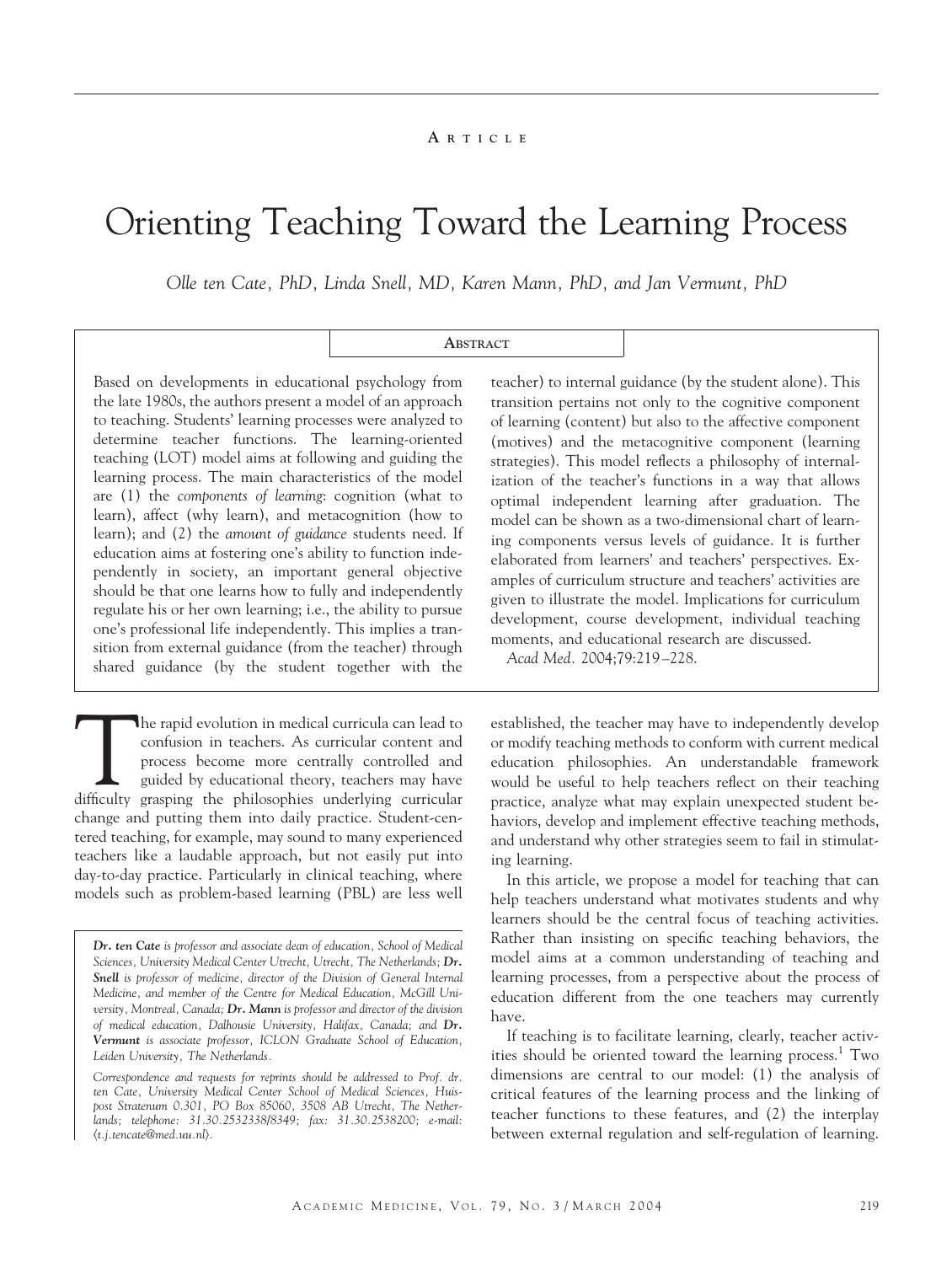ARTICLE

# Orienting Teaching Toward the Learning Process

*Olle ten Cate, PhD, Linda Snell, MD, Karen Mann, PhD, and Jan Vermunt, PhD*

## ABSTRACT

Based on developments in educational psychology from the late 1980s, the authors present a model of an approach to teaching. Students' learning processes were analyzed to determine teacher functions. The learning-oriented teaching (LOT) model aims at following and guiding the learning process. The main characteristics of the model are (1) the *components of learning*: cognition (what to learn), affect (why learn), and metacognition (how to learn); and (2) the *amount of guidance* students need. If education aims at fostering one's ability to function independently in society, an important general objective should be that one learns how to fully and independently regulate his or her own learning; i.e., the ability to pursue one's professional life independently. This implies a transition from external guidance (from the teacher) through shared guidance (by the student together with the teacher) to internal guidance (by the student alone). This transition pertains not only to the cognitive component of learning (content) but also to the affective component (motives) and the metacognitive component (learning strategies). This model reflects a philosophy of internalization of the teacher's functions in a way that allows optimal independent learning after graduation. The model can be shown as a two-dimensional chart of learning components versus levels of guidance. It is further elaborated from learners' and teachers' perspectives. Examples of curriculum structure and teachers' activities are given to illustrate the model. Implications for curriculum development, course development, individual teaching moments, and educational research are discussed.

*Acad Med.* 2004;79:219–228.

The rapid evolution in medical curricula can lead to confusion in teachers. As curricular content and process become more centrally controlled and guided by educational theory, teachers may have difficulty grasping the philosophies underlying curricular change and putting them into daily practice. Student-centered teaching, for example, may sound to many experienced teachers like a laudable approach, but not easily put into day-to-day practice. Particularly in clinical teaching, where models such as problem-based learning (PBL) are less well established, the teacher may have to independently develop or modify teaching methods to conform with current medical education philosophies. An understandable framework would be useful to help teachers reflect on their teaching practice, analyze what may explain unexpected student behaviors, develop and implement effective teaching methods, and understand why other strategies seem to fail in stimulating learning.

In this article, we propose a model for teaching that can help teachers understand what motivates students and why learners should be the central focus of teaching activities. Rather than insisting on specific teaching behaviors, the model aims at a common understanding of teaching and learning processes, from a perspective about the process of education different from the one teachers may currently have.

If teaching is to facilitate learning, clearly, teacher activities should be oriented toward the learning process.[1] Two dimensions are central to our model: (1) the analysis of critical features of the learning process and the linking of teacher functions to these features, and (2) the interplay between external regulation and self-regulation of learning.

---

***Dr. ten Cate*** *is professor and associate dean of education, School of Medical Sciences, University Medical Center Utrecht, Utrecht, The Netherlands;* ***Dr. Snell*** *is professor of medicine, director of the Division of General Internal Medicine, and member of the Centre for Medical Education, McGill University, Montreal, Canada;* ***Dr. Mann*** *is professor and director of the division of medical education, Dalhousie University, Halifax, Canada; and* ***Dr. Vermunt*** *is associate professor, ICLON Graduate School of Education, Leiden University, The Netherlands.*

*Correspondence and requests for reprints should be addressed to Prof. dr. ten Cate, University Medical Center School of Medical Sciences, Huispost Stratenum 0.301, PO Box 85060, 3508 AB Utrecht, The Netherlands; telephone: 31.30.2532338/8349; fax: 31.30.2538200; e-mail: ⟨t.j.tencate@med.uu.nl⟩.*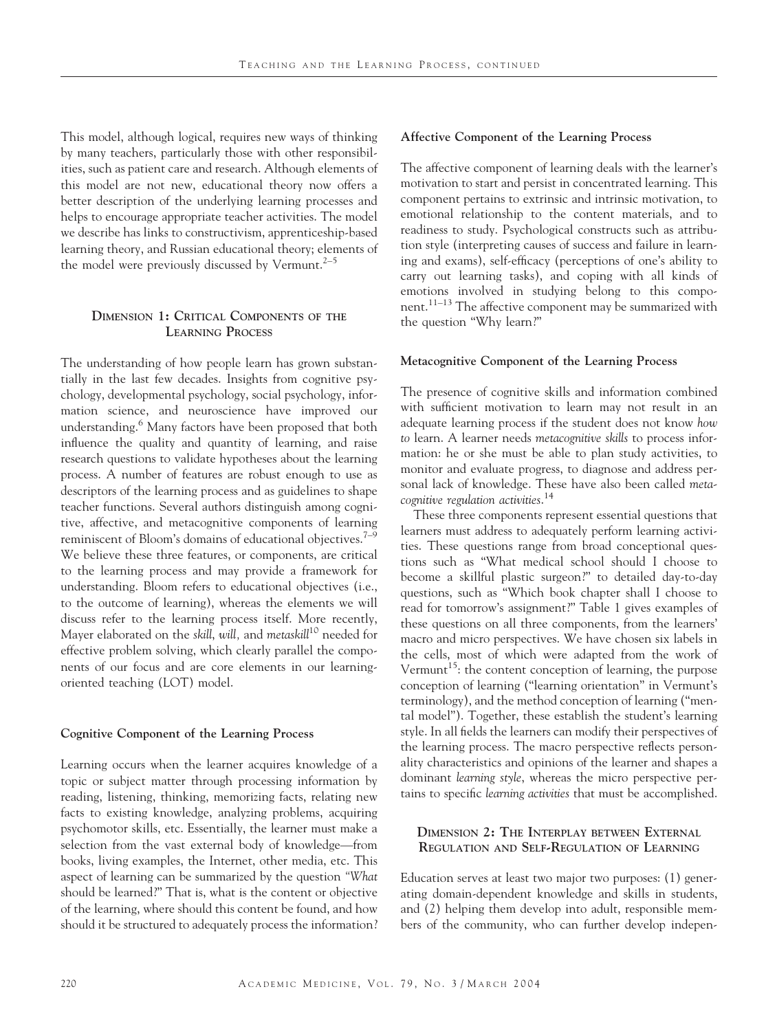This model, although logical, requires new ways of thinking by many teachers, particularly those with other responsibilities, such as patient care and research. Although elements of this model are not new, educational theory now offers a better description of the underlying learning processes and helps to encourage appropriate teacher activities. The model we describe has links to constructivism, apprenticeship-based learning theory, and Russian educational theory; elements of the model were previously discussed by Vermunt.[2–5]

## Dimension 1: Critical Components of the Learning Process

The understanding of how people learn has grown substantially in the last few decades. Insights from cognitive psychology, developmental psychology, social psychology, information science, and neuroscience have improved our understanding.[6] Many factors have been proposed that both influence the quality and quantity of learning, and raise research questions to validate hypotheses about the learning process. A number of features are robust enough to use as descriptors of the learning process and as guidelines to shape teacher functions. Several authors distinguish among cognitive, affective, and metacognitive components of learning reminiscent of Bloom's domains of educational objectives.[7–9] We believe these three features, or components, are critical to the learning process and may provide a framework for understanding. Bloom refers to educational objectives (i.e., to the outcome of learning), whereas the elements we will discuss refer to the learning process itself. More recently, Mayer elaborated on the *skill*, *will*, and *metaskill*[10] needed for effective problem solving, which clearly parallel the components of our focus and are core elements in our learning-oriented teaching (LOT) model.

### Cognitive Component of the Learning Process

Learning occurs when the learner acquires knowledge of a topic or subject matter through processing information by reading, listening, thinking, memorizing facts, relating new facts to existing knowledge, analyzing problems, acquiring psychomotor skills, etc. Essentially, the learner must make a selection from the vast external body of knowledge—from books, living examples, the Internet, other media, etc. This aspect of learning can be summarized by the question "*What* should be learned?" That is, what is the content or objective of the learning, where should this content be found, and how should it be structured to adequately process the information?

### Affective Component of the Learning Process

The affective component of learning deals with the learner's motivation to start and persist in concentrated learning. This component pertains to extrinsic and intrinsic motivation, to emotional relationship to the content materials, and to readiness to study. Psychological constructs such as attribution style (interpreting causes of success and failure in learning and exams), self-efficacy (perceptions of one's ability to carry out learning tasks), and coping with all kinds of emotions involved in studying belong to this component.[11–13] The affective component may be summarized with the question "Why learn?"

### Metacognitive Component of the Learning Process

The presence of cognitive skills and information combined with sufficient motivation to learn may not result in an adequate learning process if the student does not know *how to* learn. A learner needs *metacognitive skills* to process information: he or she must be able to plan study activities, to monitor and evaluate progress, to diagnose and address personal lack of knowledge. These have also been called *metacognitive regulation activities*.[14]

These three components represent essential questions that learners must address to adequately perform learning activities. These questions range from broad conceptional questions such as "What medical school should I choose to become a skillful plastic surgeon?" to detailed day-to-day questions, such as "Which book chapter shall I choose to read for tomorrow's assignment?" Table 1 gives examples of these questions on all three components, from the learners' macro and micro perspectives. We have chosen six labels in the cells, most of which were adapted from the work of Vermunt[15]: the content conception of learning, the purpose conception of learning ("learning orientation" in Vermunt's terminology), and the method conception of learning ("mental model"). Together, these establish the student's learning style. In all fields the learners can modify their perspectives of the learning process. The macro perspective reflects personality characteristics and opinions of the learner and shapes a dominant *learning style*, whereas the micro perspective pertains to specific *learning activities* that must be accomplished.

## Dimension 2: The Interplay between External Regulation and Self-Regulation of Learning

Education serves at least two major two purposes: (1) generating domain-dependent knowledge and skills in students, and (2) helping them develop into adult, responsible members of the community, who can further develop indepen-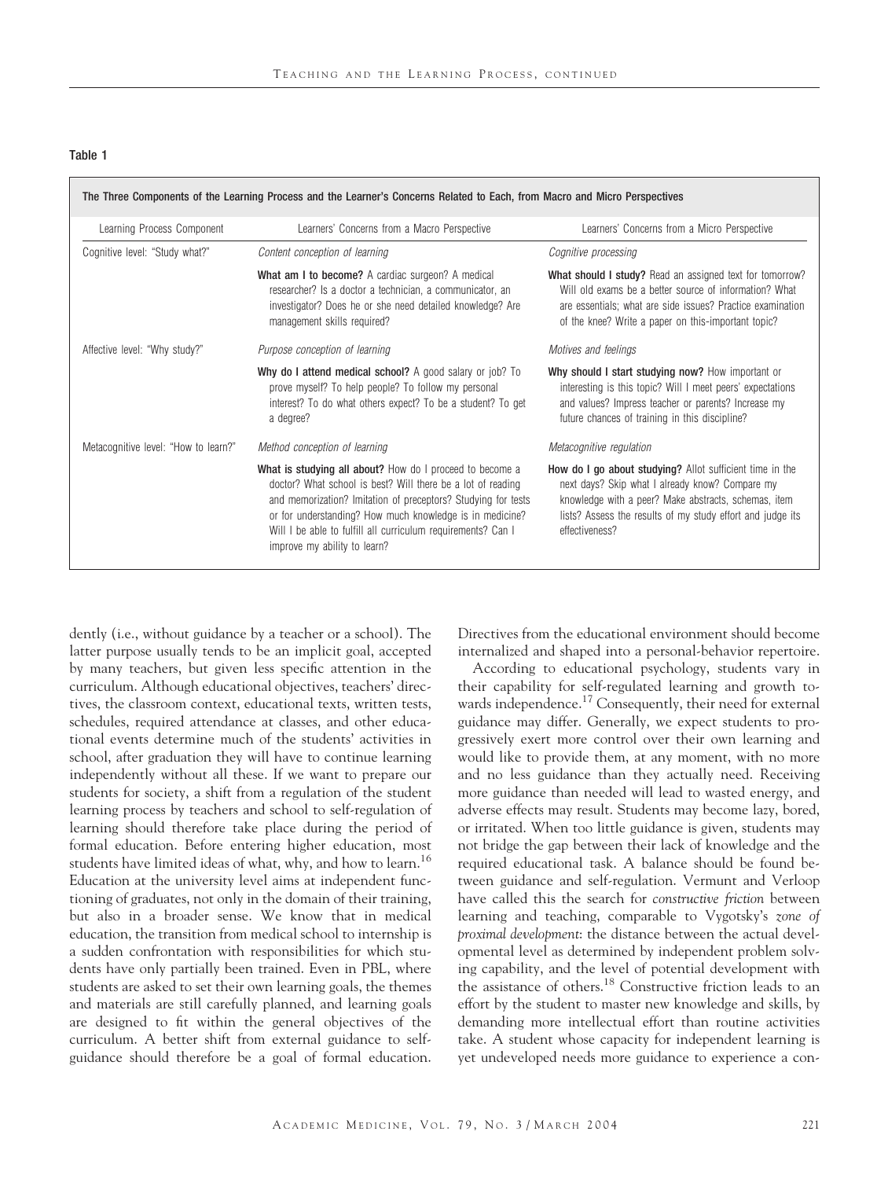**Table 1**

**The Three Components of the Learning Process and the Learner's Concerns Related to Each, from Macro and Micro Perspectives**

| Learning Process Component | Learners' Concerns from a Macro Perspective | Learners' Concerns from a Micro Perspective |
|---|---|---|
| Cognitive level: "Study what?" | *Content conception of learning* | *Cognitive processing* |
| | **What am I to become?** A cardiac surgeon? A medical researcher? Is a doctor a technician, a communicator, an investigator? Does he or she need detailed knowledge? Are management skills required? | **What should I study?** Read an assigned text for tomorrow? Will old exams be a better source of information? What are essentials; what are side issues? Practice examination of the knee? Write a paper on this-important topic? |
| Affective level: "Why study?" | *Purpose conception of learning* | *Motives and feelings* |
| | **Why do I attend medical school?** A good salary or job? To prove myself? To help people? To follow my personal interest? To do what others expect? To be a student? To get a degree? | **Why should I start studying now?** How important or interesting is this topic? Will I meet peers' expectations and values? Impress teacher or parents? Increase my future chances of training in this discipline? |
| Metacognitive level: "How to learn?" | *Method conception of learning* | *Metacognitive regulation* |
| | **What is studying all about?** How do I proceed to become a doctor? What school is best? Will there be a lot of reading and memorization? Imitation of preceptors? Studying for tests or for understanding? How much knowledge is in medicine? Will I be able to fulfill all curriculum requirements? Can I improve my ability to learn? | **How do I go about studying?** Allot sufficient time in the next days? Skip what I already know? Compare my knowledge with a peer? Make abstracts, schemas, item lists? Assess the results of my study effort and judge its effectiveness? |

dently (i.e., without guidance by a teacher or a school). The latter purpose usually tends to be an implicit goal, accepted by many teachers, but given less specific attention in the curriculum. Although educational objectives, teachers' directives, the classroom context, educational texts, written tests, schedules, required attendance at classes, and other educational events determine much of the students' activities in school, after graduation they will have to continue learning independently without all these. If we want to prepare our students for society, a shift from a regulation of the student learning process by teachers and school to self-regulation of learning should therefore take place during the period of formal education. Before entering higher education, most students have limited ideas of what, why, and how to learn.[16] Education at the university level aims at independent functioning of graduates, not only in the domain of their training, but also in a broader sense. We know that in medical education, the transition from medical school to internship is a sudden confrontation with responsibilities for which students have only partially been trained. Even in PBL, where students are asked to set their own learning goals, the themes and materials are still carefully planned, and learning goals are designed to fit within the general objectives of the curriculum. A better shift from external guidance to self-guidance should therefore be a goal of formal education. Directives from the educational environment should become internalized and shaped into a personal-behavior repertoire.

According to educational psychology, students vary in their capability for self-regulated learning and growth towards independence.[17] Consequently, their need for external guidance may differ. Generally, we expect students to progressively exert more control over their own learning and would like to provide them, at any moment, with no more and no less guidance than they actually need. Receiving more guidance than needed will lead to wasted energy, and adverse effects may result. Students may become lazy, bored, or irritated. When too little guidance is given, students may not bridge the gap between their lack of knowledge and the required educational task. A balance should be found between guidance and self-regulation. Vermunt and Verloop have called this the search for *constructive friction* between learning and teaching, comparable to Vygotsky's *zone of proximal development*: the distance between the actual developmental level as determined by independent problem solving capability, and the level of potential development with the assistance of others.[18] Constructive friction leads to an effort by the student to master new knowledge and skills, by demanding more intellectual effort than routine activities take. A student whose capacity for independent learning is yet undeveloped needs more guidance to experience a con-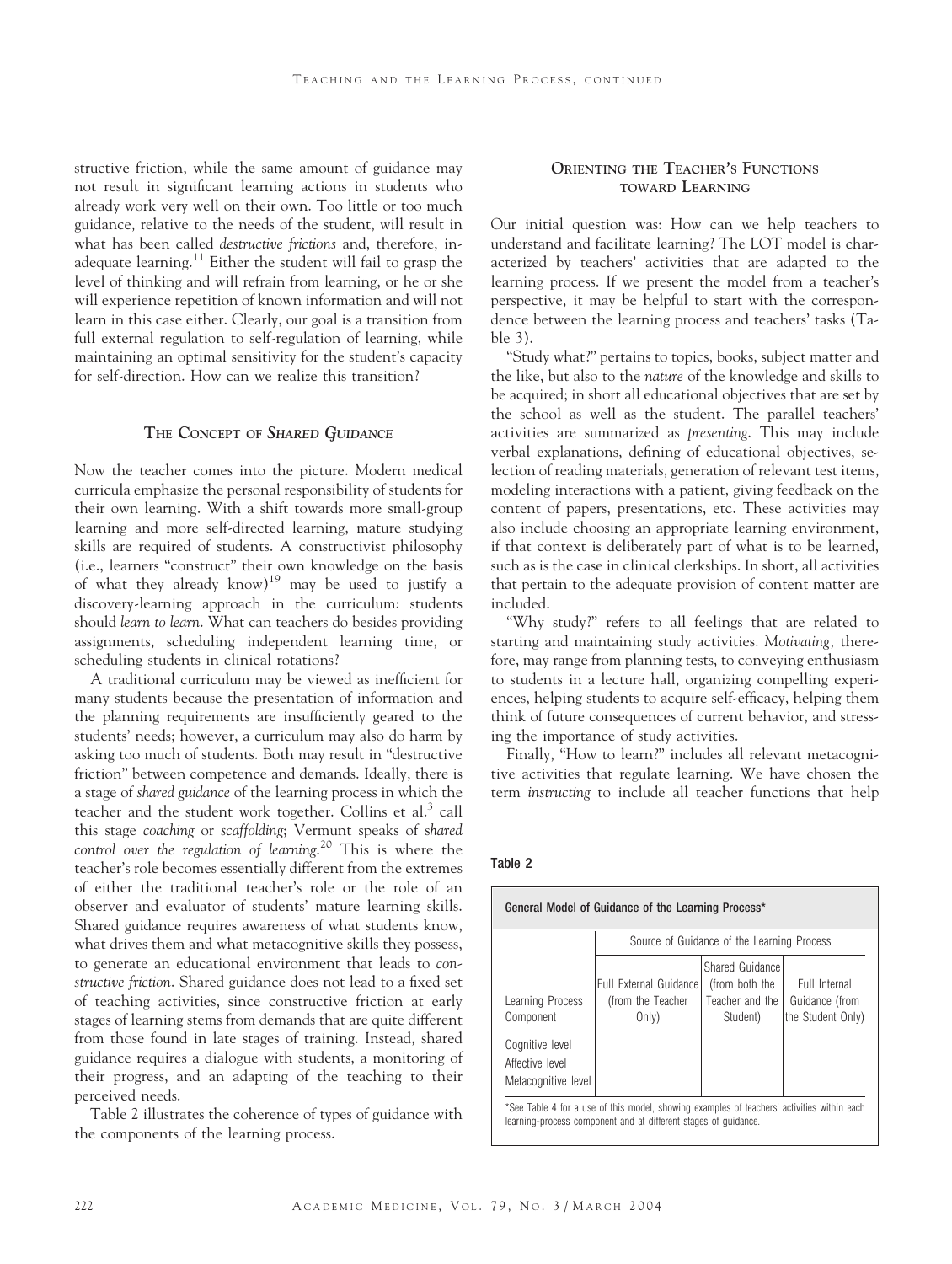structive friction, while the same amount of guidance may not result in significant learning actions in students who already work very well on their own. Too little or too much guidance, relative to the needs of the student, will result in what has been called *destructive frictions* and, therefore, inadequate learning.[11] Either the student will fail to grasp the level of thinking and will refrain from learning, or he or she will experience repetition of known information and will not learn in this case either. Clearly, our goal is a transition from full external regulation to self-regulation of learning, while maintaining an optimal sensitivity for the student's capacity for self-direction. How can we realize this transition?

## The Concept of *Shared Guidance*

Now the teacher comes into the picture. Modern medical curricula emphasize the personal responsibility of students for their own learning. With a shift towards more small-group learning and more self-directed learning, mature studying skills are required of students. A constructivist philosophy (i.e., learners "construct" their own knowledge on the basis of what they already know)[19] may be used to justify a discovery-learning approach in the curriculum: students should *learn to learn*. What can teachers do besides providing assignments, scheduling independent learning time, or scheduling students in clinical rotations?

A traditional curriculum may be viewed as inefficient for many students because the presentation of information and the planning requirements are insufficiently geared to the students' needs; however, a curriculum may also do harm by asking too much of students. Both may result in "destructive friction" between competence and demands. Ideally, there is a stage of *shared guidance* of the learning process in which the teacher and the student work together. Collins et al.[3] call this stage *coaching* or *scaffolding*; Vermunt speaks of *shared control over the regulation of learning*.[20] This is where the teacher's role becomes essentially different from the extremes of either the traditional teacher's role or the role of an observer and evaluator of students' mature learning skills. Shared guidance requires awareness of what students know, what drives them and what metacognitive skills they possess, to generate an educational environment that leads to *constructive friction*. Shared guidance does not lead to a fixed set of teaching activities, since constructive friction at early stages of learning stems from demands that are quite different from those found in late stages of training. Instead, shared guidance requires a dialogue with students, a monitoring of their progress, and an adapting of the teaching to their perceived needs.

Table 2 illustrates the coherence of types of guidance with the components of the learning process.

## Orienting the Teacher's Functions toward Learning

Our initial question was: How can we help teachers to understand and facilitate learning? The LOT model is characterized by teachers' activities that are adapted to the learning process. If we present the model from a teacher's perspective, it may be helpful to start with the correspondence between the learning process and teachers' tasks (Table 3).

"Study what?" pertains to topics, books, subject matter and the like, but also to the *nature* of the knowledge and skills to be acquired; in short all educational objectives that are set by the school as well as the student. The parallel teachers' activities are summarized as *presenting*. This may include verbal explanations, defining of educational objectives, selection of reading materials, generation of relevant test items, modeling interactions with a patient, giving feedback on the content of papers, presentations, etc. These activities may also include choosing an appropriate learning environment, if that context is deliberately part of what is to be learned, such as is the case in clinical clerkships. In short, all activities that pertain to the adequate provision of content matter are included.

"Why study?" refers to all feelings that are related to starting and maintaining study activities. *Motivating*, therefore, may range from planning tests, to conveying enthusiasm to students in a lecture hall, organizing compelling experiences, helping students to acquire self-efficacy, helping them think of future consequences of current behavior, and stressing the importance of study activities.

Finally, "How to learn?" includes all relevant metacognitive activities that regulate learning. We have chosen the term *instructing* to include all teacher functions that help

**Table 2**

General Model of Guidance of the Learning Process*

| | Source of Guidance of the Learning Process | | |
|---|---|---|---|
| Learning Process Component | Full External Guidance (from the Teacher Only) | Shared Guidance (from both the Teacher and the Student) | Full Internal Guidance (from the Student Only) |
| Cognitive level<br>Affective level<br>Metacognitive level | | | |

*See Table 4 for a use of this model, showing examples of teachers' activities within each learning-process component and at different stages of guidance.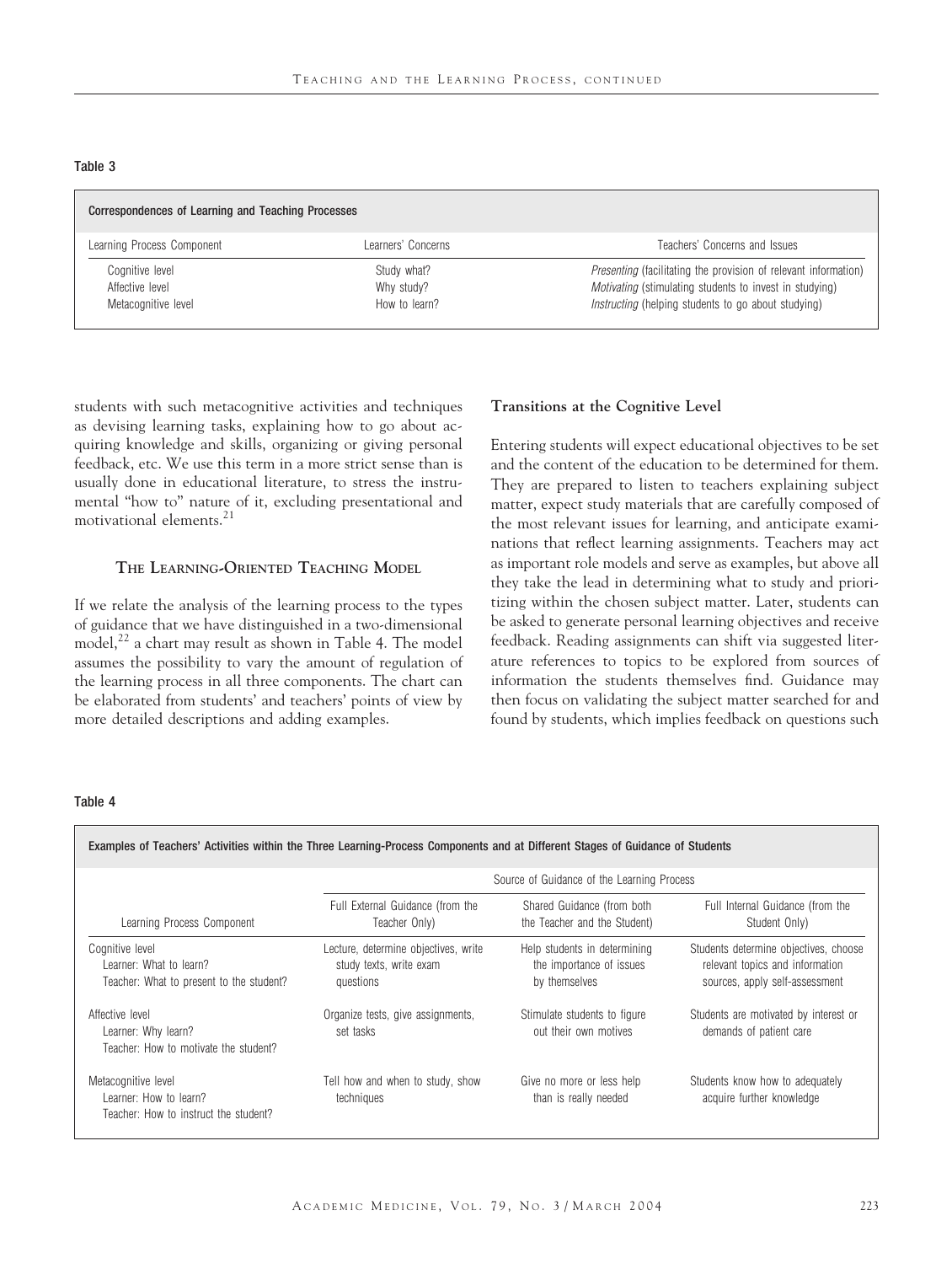Table 3

| Correspondences of Learning and Teaching Processes | | |
|---|---|---|
| Learning Process Component | Learners' Concerns | Teachers' Concerns and Issues |
| Cognitive level | Study what? | *Presenting* (facilitating the provision of relevant information) |
| Affective level | Why study? | *Motivating* (stimulating students to invest in studying) |
| Metacognitive level | How to learn? | *Instructing* (helping students to go about studying) |

students with such metacognitive activities and techniques as devising learning tasks, explaining how to go about acquiring knowledge and skills, organizing or giving personal feedback, etc. We use this term in a more strict sense than is usually done in educational literature, to stress the instrumental "how to" nature of it, excluding presentational and motivational elements.[21]

## The Learning-Oriented Teaching Model

If we relate the analysis of the learning process to the types of guidance that we have distinguished in a two-dimensional model,[22] a chart may result as shown in Table 4. The model assumes the possibility to vary the amount of regulation of the learning process in all three components. The chart can be elaborated from students' and teachers' points of view by more detailed descriptions and adding examples.

### Transitions at the Cognitive Level

Entering students will expect educational objectives to be set and the content of the education to be determined for them. They are prepared to listen to teachers explaining subject matter, expect study materials that are carefully composed of the most relevant issues for learning, and anticipate examinations that reflect learning assignments. Teachers may act as important role models and serve as examples, but above all they take the lead in determining what to study and prioritizing within the chosen subject matter. Later, students can be asked to generate personal learning objectives and receive feedback. Reading assignments can shift via suggested literature references to topics to be explored from sources of information the students themselves find. Guidance may then focus on validating the subject matter searched for and found by students, which implies feedback on questions such

Table 4

| Examples of Teachers' Activities within the Three Learning-Process Components and at Different Stages of Guidance of Students | | | |
|---|---|---|---|
| | Source of Guidance of the Learning Process | | |
| Learning Process Component | Full External Guidance (from the Teacher Only) | Shared Guidance (from both the Teacher and the Student) | Full Internal Guidance (from the Student Only) |
| Cognitive level<br>Learner: What to learn?<br>Teacher: What to present to the student? | Lecture, determine objectives, write study texts, write exam questions | Help students in determining the importance of issues by themselves | Students determine objectives, choose relevant topics and information sources, apply self-assessment |
| Affective level<br>Learner: Why learn?<br>Teacher: How to motivate the student? | Organize tests, give assignments, set tasks | Stimulate students to figure out their own motives | Students are motivated by interest or demands of patient care |
| Metacognitive level<br>Learner: How to learn?<br>Teacher: How to instruct the student? | Tell how and when to study, show techniques | Give no more or less help than is really needed | Students know how to adequately acquire further knowledge |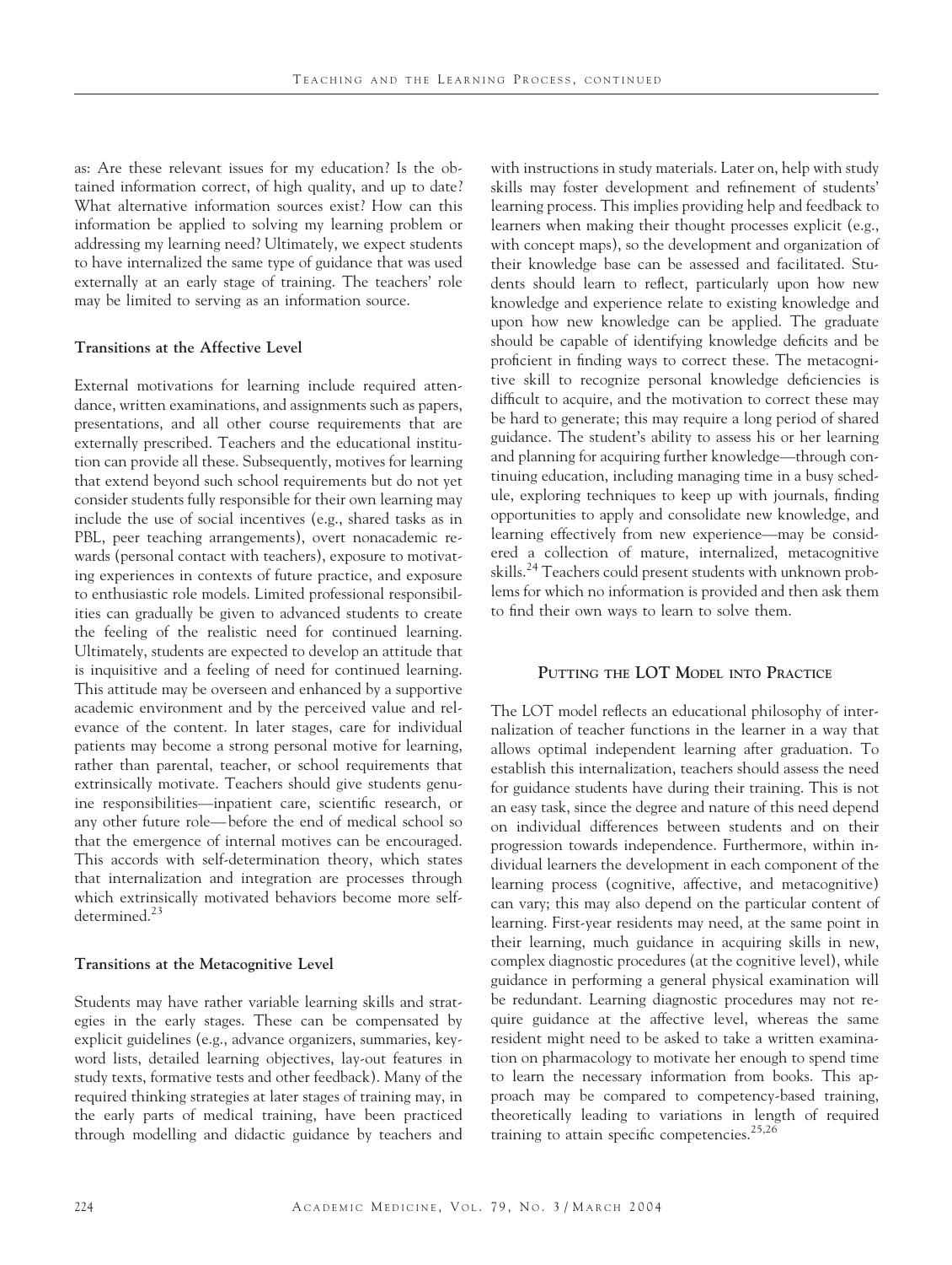as: Are these relevant issues for my education? Is the obtained information correct, of high quality, and up to date? What alternative information sources exist? How can this information be applied to solving my learning problem or addressing my learning need? Ultimately, we expect students to have internalized the same type of guidance that was used externally at an early stage of training. The teachers' role may be limited to serving as an information source.

### Transitions at the Affective Level

External motivations for learning include required attendance, written examinations, and assignments such as papers, presentations, and all other course requirements that are externally prescribed. Teachers and the educational institution can provide all these. Subsequently, motives for learning that extend beyond such school requirements but do not yet consider students fully responsible for their own learning may include the use of social incentives (e.g., shared tasks as in PBL, peer teaching arrangements), overt nonacademic rewards (personal contact with teachers), exposure to motivating experiences in contexts of future practice, and exposure to enthusiastic role models. Limited professional responsibilities can gradually be given to advanced students to create the feeling of the realistic need for continued learning. Ultimately, students are expected to develop an attitude that is inquisitive and a feeling of need for continued learning. This attitude may be overseen and enhanced by a supportive academic environment and by the perceived value and relevance of the content. In later stages, care for individual patients may become a strong personal motive for learning, rather than parental, teacher, or school requirements that extrinsically motivate. Teachers should give students genuine responsibilities—inpatient care, scientific research, or any other future role—before the end of medical school so that the emergence of internal motives can be encouraged. This accords with self-determination theory, which states that internalization and integration are processes through which extrinsically motivated behaviors become more self-determined.[23]

### Transitions at the Metacognitive Level

Students may have rather variable learning skills and strategies in the early stages. These can be compensated by explicit guidelines (e.g., advance organizers, summaries, keyword lists, detailed learning objectives, lay-out features in study texts, formative tests and other feedback). Many of the required thinking strategies at later stages of training may, in the early parts of medical training, have been practiced through modelling and didactic guidance by teachers and with instructions in study materials. Later on, help with study skills may foster development and refinement of students' learning process. This implies providing help and feedback to learners when making their thought processes explicit (e.g., with concept maps), so the development and organization of their knowledge base can be assessed and facilitated. Students should learn to reflect, particularly upon how new knowledge and experience relate to existing knowledge and upon how new knowledge can be applied. The graduate should be capable of identifying knowledge deficits and be proficient in finding ways to correct these. The metacognitive skill to recognize personal knowledge deficiencies is difficult to acquire, and the motivation to correct these may be hard to generate; this may require a long period of shared guidance. The student's ability to assess his or her learning and planning for acquiring further knowledge—through continuing education, including managing time in a busy schedule, exploring techniques to keep up with journals, finding opportunities to apply and consolidate new knowledge, and learning effectively from new experience—may be considered a collection of mature, internalized, metacognitive skills.[24] Teachers could present students with unknown problems for which no information is provided and then ask them to find their own ways to learn to solve them.

## PUTTING THE LOT MODEL INTO PRACTICE

The LOT model reflects an educational philosophy of internalization of teacher functions in the learner in a way that allows optimal independent learning after graduation. To establish this internalization, teachers should assess the need for guidance students have during their training. This is not an easy task, since the degree and nature of this need depend on individual differences between students and on their progression towards independence. Furthermore, within individual learners the development in each component of the learning process (cognitive, affective, and metacognitive) can vary; this may also depend on the particular content of learning. First-year residents may need, at the same point in their learning, much guidance in acquiring skills in new, complex diagnostic procedures (at the cognitive level), while guidance in performing a general physical examination will be redundant. Learning diagnostic procedures may not require guidance at the affective level, whereas the same resident might need to be asked to take a written examination on pharmacology to motivate her enough to spend time to learn the necessary information from books. This approach may be compared to competency-based training, theoretically leading to variations in length of required training to attain specific competencies.[25,26]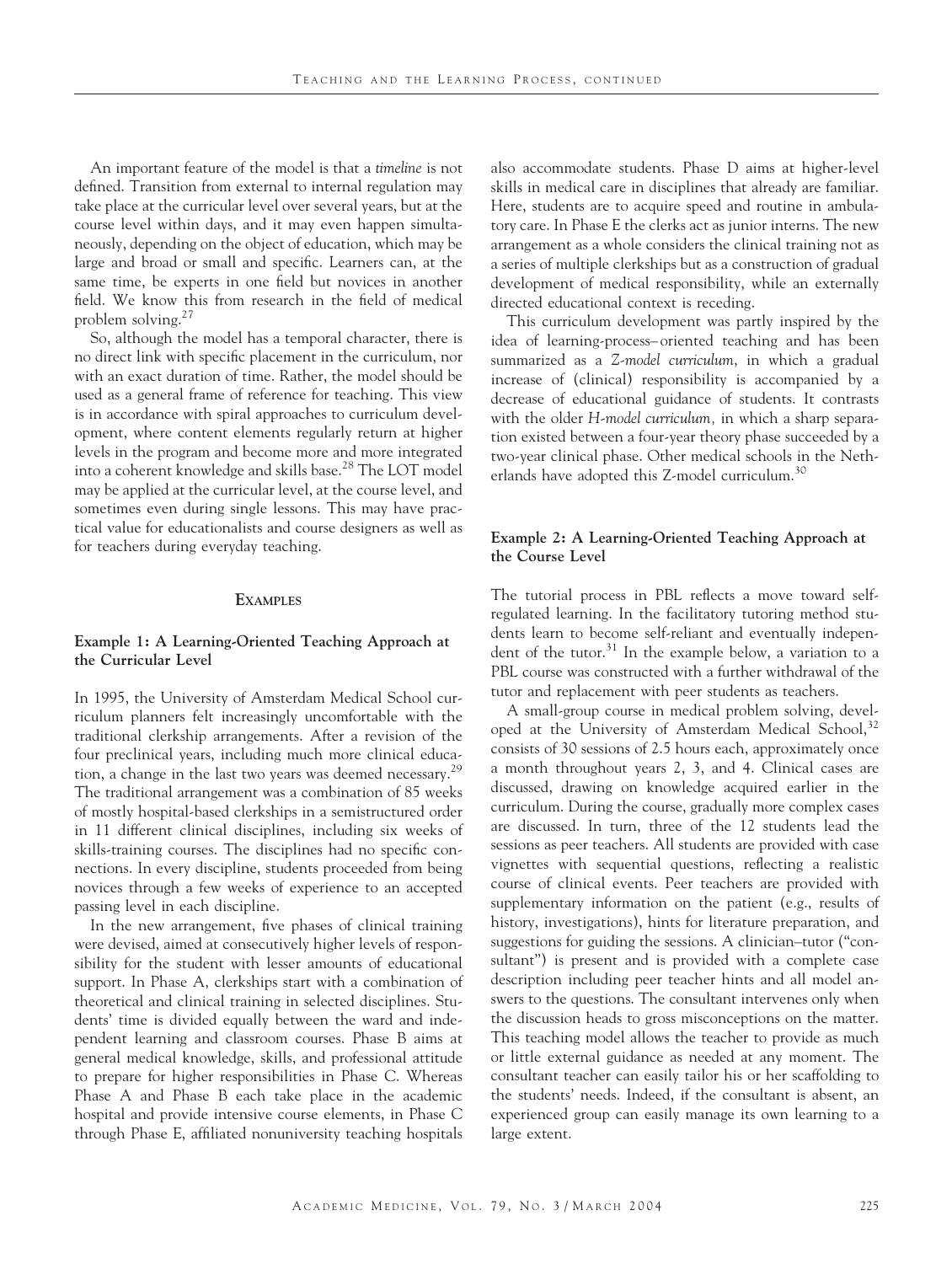An important feature of the model is that a *timeline* is not defined. Transition from external to internal regulation may take place at the curricular level over several years, but at the course level within days, and it may even happen simultaneously, depending on the object of education, which may be large and broad or small and specific. Learners can, at the same time, be experts in one field but novices in another field. We know this from research in the field of medical problem solving.[27]

So, although the model has a temporal character, there is no direct link with specific placement in the curriculum, nor with an exact duration of time. Rather, the model should be used as a general frame of reference for teaching. This view is in accordance with spiral approaches to curriculum development, where content elements regularly return at higher levels in the program and become more and more integrated into a coherent knowledge and skills base.[28] The LOT model may be applied at the curricular level, at the course level, and sometimes even during single lessons. This may have practical value for educationalists and course designers as well as for teachers during everyday teaching.

## EXAMPLES

### Example 1: A Learning-Oriented Teaching Approach at the Curricular Level

In 1995, the University of Amsterdam Medical School curriculum planners felt increasingly uncomfortable with the traditional clerkship arrangements. After a revision of the four preclinical years, including much more clinical education, a change in the last two years was deemed necessary.[29] The traditional arrangement was a combination of 85 weeks of mostly hospital-based clerkships in a semistructured order in 11 different clinical disciplines, including six weeks of skills-training courses. The disciplines had no specific connections. In every discipline, students proceeded from being novices through a few weeks of experience to an accepted passing level in each discipline.

In the new arrangement, five phases of clinical training were devised, aimed at consecutively higher levels of responsibility for the student with lesser amounts of educational support. In Phase A, clerkships start with a combination of theoretical and clinical training in selected disciplines. Students' time is divided equally between the ward and independent learning and classroom courses. Phase B aims at general medical knowledge, skills, and professional attitude to prepare for higher responsibilities in Phase C. Whereas Phase A and Phase B each take place in the academic hospital and provide intensive course elements, in Phase C through Phase E, affiliated nonuniversity teaching hospitals also accommodate students. Phase D aims at higher-level skills in medical care in disciplines that already are familiar. Here, students are to acquire speed and routine in ambulatory care. In Phase E the clerks act as junior interns. The new arrangement as a whole considers the clinical training not as a series of multiple clerkships but as a construction of gradual development of medical responsibility, while an externally directed educational context is receding.

This curriculum development was partly inspired by the idea of learning-process–oriented teaching and has been summarized as a *Z-model curriculum*, in which a gradual increase of (clinical) responsibility is accompanied by a decrease of educational guidance of students. It contrasts with the older *H-model curriculum*, in which a sharp separation existed between a four-year theory phase succeeded by a two-year clinical phase. Other medical schools in the Netherlands have adopted this Z-model curriculum.[30]

### Example 2: A Learning-Oriented Teaching Approach at the Course Level

The tutorial process in PBL reflects a move toward self-regulated learning. In the facilitatory tutoring method students learn to become self-reliant and eventually independent of the tutor.[31] In the example below, a variation to a PBL course was constructed with a further withdrawal of the tutor and replacement with peer students as teachers.

A small-group course in medical problem solving, developed at the University of Amsterdam Medical School,[32] consists of 30 sessions of 2.5 hours each, approximately once a month throughout years 2, 3, and 4. Clinical cases are discussed, drawing on knowledge acquired earlier in the curriculum. During the course, gradually more complex cases are discussed. In turn, three of the 12 students lead the sessions as peer teachers. All students are provided with case vignettes with sequential questions, reflecting a realistic course of clinical events. Peer teachers are provided with supplementary information on the patient (e.g., results of history, investigations), hints for literature preparation, and suggestions for guiding the sessions. A clinician–tutor ("consultant") is present and is provided with a complete case description including peer teacher hints and all model answers to the questions. The consultant intervenes only when the discussion heads to gross misconceptions on the matter. This teaching model allows the teacher to provide as much or little external guidance as needed at any moment. The consultant teacher can easily tailor his or her scaffolding to the students' needs. Indeed, if the consultant is absent, an experienced group can easily manage its own learning to a large extent.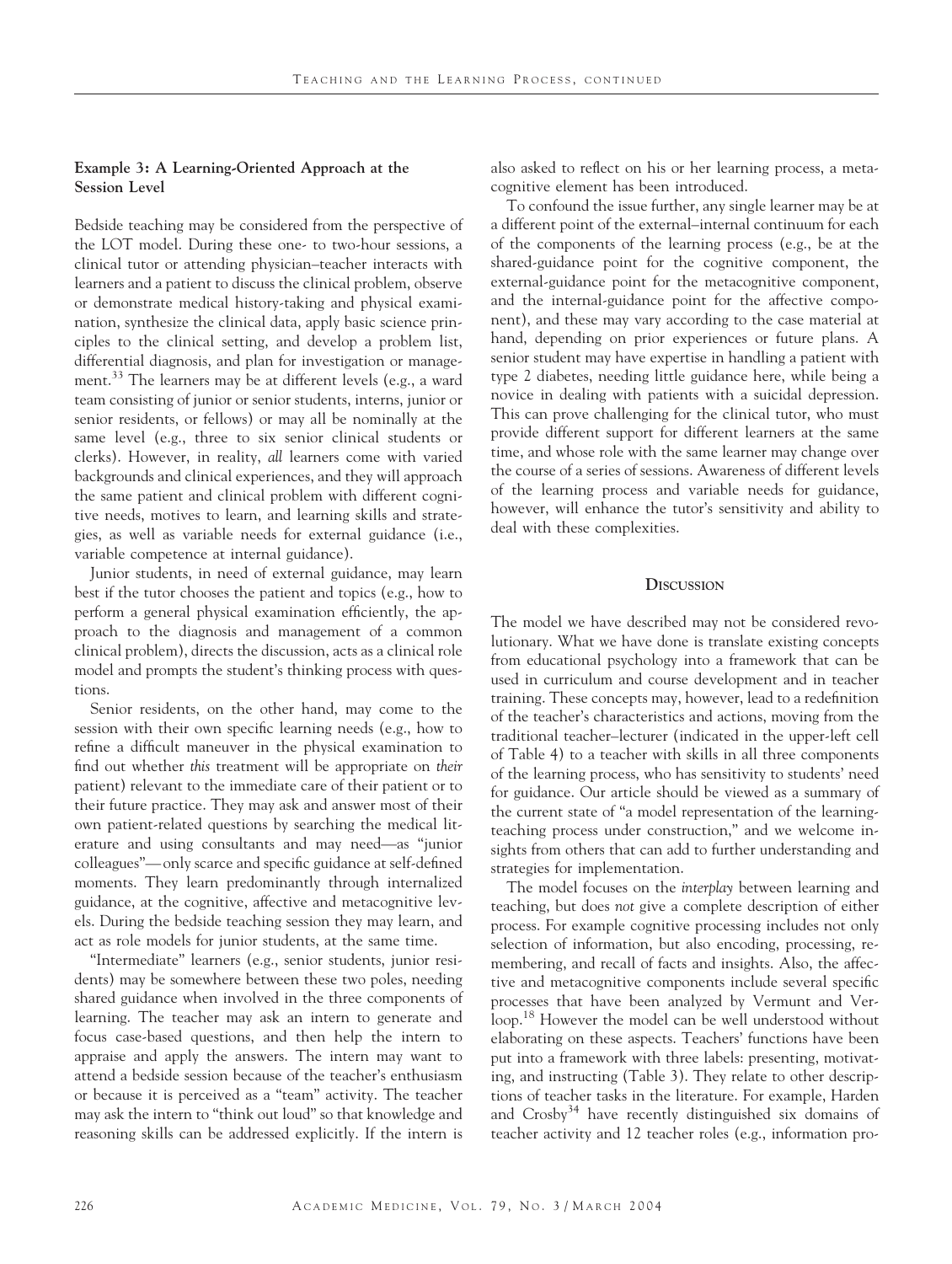### Example 3: A Learning-Oriented Approach at the Session Level

Bedside teaching may be considered from the perspective of the LOT model. During these one- to two-hour sessions, a clinical tutor or attending physician–teacher interacts with learners and a patient to discuss the clinical problem, observe or demonstrate medical history-taking and physical examination, synthesize the clinical data, apply basic science principles to the clinical setting, and develop a problem list, differential diagnosis, and plan for investigation or management.[33] The learners may be at different levels (e.g., a ward team consisting of junior or senior students, interns, junior or senior residents, or fellows) or may all be nominally at the same level (e.g., three to six senior clinical students or clerks). However, in reality, *all* learners come with varied backgrounds and clinical experiences, and they will approach the same patient and clinical problem with different cognitive needs, motives to learn, and learning skills and strategies, as well as variable needs for external guidance (i.e., variable competence at internal guidance).

Junior students, in need of external guidance, may learn best if the tutor chooses the patient and topics (e.g., how to perform a general physical examination efficiently, the approach to the diagnosis and management of a common clinical problem), directs the discussion, acts as a clinical role model and prompts the student's thinking process with questions.

Senior residents, on the other hand, may come to the session with their own specific learning needs (e.g., how to refine a difficult maneuver in the physical examination to find out whether *this* treatment will be appropriate on *their* patient) relevant to the immediate care of their patient or to their future practice. They may ask and answer most of their own patient-related questions by searching the medical literature and using consultants and may need—as "junior colleagues"—only scarce and specific guidance at self-defined moments. They learn predominantly through internalized guidance, at the cognitive, affective and metacognitive levels. During the bedside teaching session they may learn, and act as role models for junior students, at the same time.

"Intermediate" learners (e.g., senior students, junior residents) may be somewhere between these two poles, needing shared guidance when involved in the three components of learning. The teacher may ask an intern to generate and focus case-based questions, and then help the intern to appraise and apply the answers. The intern may want to attend a bedside session because of the teacher's enthusiasm or because it is perceived as a "team" activity. The teacher may ask the intern to "think out loud" so that knowledge and reasoning skills can be addressed explicitly. If the intern is also asked to reflect on his or her learning process, a metacognitive element has been introduced.

To confound the issue further, any single learner may be at a different point of the external–internal continuum for each of the components of the learning process (e.g., be at the shared-guidance point for the cognitive component, the external-guidance point for the metacognitive component, and the internal-guidance point for the affective component), and these may vary according to the case material at hand, depending on prior experiences or future plans. A senior student may have expertise in handling a patient with type 2 diabetes, needing little guidance here, while being a novice in dealing with patients with a suicidal depression. This can prove challenging for the clinical tutor, who must provide different support for different learners at the same time, and whose role with the same learner may change over the course of a series of sessions. Awareness of different levels of the learning process and variable needs for guidance, however, will enhance the tutor's sensitivity and ability to deal with these complexities.

## Discussion

The model we have described may not be considered revolutionary. What we have done is translate existing concepts from educational psychology into a framework that can be used in curriculum and course development and in teacher training. These concepts may, however, lead to a redefinition of the teacher's characteristics and actions, moving from the traditional teacher–lecturer (indicated in the upper-left cell of Table 4) to a teacher with skills in all three components of the learning process, who has sensitivity to students' need for guidance. Our article should be viewed as a summary of the current state of "a model representation of the learning-teaching process under construction," and we welcome insights from others that can add to further understanding and strategies for implementation.

The model focuses on the *interplay* between learning and teaching, but does *not* give a complete description of either process. For example cognitive processing includes not only selection of information, but also encoding, processing, remembering, and recall of facts and insights. Also, the affective and metacognitive components include several specific processes that have been analyzed by Vermunt and Verloop.[18] However the model can be well understood without elaborating on these aspects. Teachers' functions have been put into a framework with three labels: presenting, motivating, and instructing (Table 3). They relate to other descriptions of teacher tasks in the literature. For example, Harden and Crosby[34] have recently distinguished six domains of teacher activity and 12 teacher roles (e.g., information pro-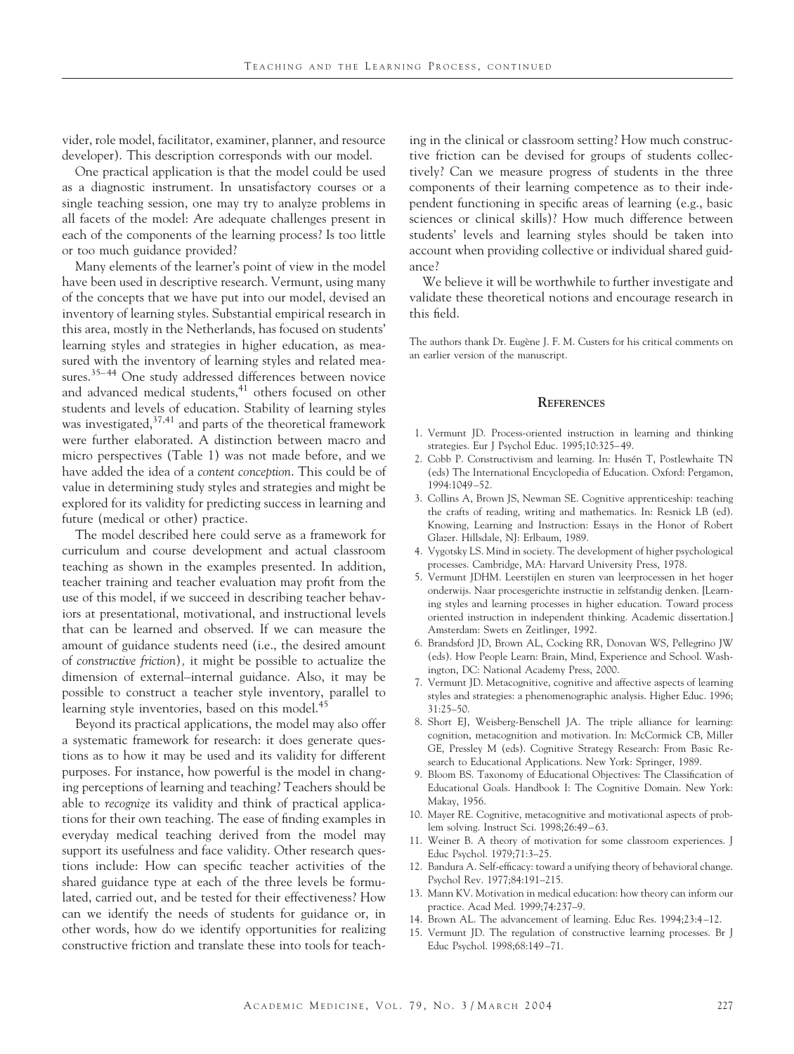vider, role model, facilitator, examiner, planner, and resource developer). This description corresponds with our model.

One practical application is that the model could be used as a diagnostic instrument. In unsatisfactory courses or a single teaching session, one may try to analyze problems in all facets of the model: Are adequate challenges present in each of the components of the learning process? Is too little or too much guidance provided?

Many elements of the learner's point of view in the model have been used in descriptive research. Vermunt, using many of the concepts that we have put into our model, devised an inventory of learning styles. Substantial empirical research in this area, mostly in the Netherlands, has focused on students' learning styles and strategies in higher education, as measured with the inventory of learning styles and related measures.[35–44] One study addressed differences between novice and advanced medical students,[41] others focused on other students and levels of education. Stability of learning styles was investigated,[37,41] and parts of the theoretical framework were further elaborated. A distinction between macro and micro perspectives (Table 1) was not made before, and we have added the idea of a *content conception*. This could be of value in determining study styles and strategies and might be explored for its validity for predicting success in learning and future (medical or other) practice.

The model described here could serve as a framework for curriculum and course development and actual classroom teaching as shown in the examples presented. In addition, teacher training and teacher evaluation may profit from the use of this model, if we succeed in describing teacher behaviors at presentational, motivational, and instructional levels that can be learned and observed. If we can measure the amount of guidance students need (i.e., the desired amount of *constructive friction*), it might be possible to actualize the dimension of external–internal guidance. Also, it may be possible to construct a teacher style inventory, parallel to learning style inventories, based on this model.[45]

Beyond its practical applications, the model may also offer a systematic framework for research: it does generate questions as to how it may be used and its validity for different purposes. For instance, how powerful is the model in changing perceptions of learning and teaching? Teachers should be able to *recognize* its validity and think of practical applications for their own teaching. The ease of finding examples in everyday medical teaching derived from the model may support its usefulness and face validity. Other research questions include: How can specific teacher activities of the shared guidance type at each of the three levels be formulated, carried out, and be tested for their effectiveness? How can we identify the needs of students for guidance or, in other words, how do we identify opportunities for realizing constructive friction and translate these into tools for teaching in the clinical or classroom setting? How much constructive friction can be devised for groups of students collectively? Can we measure progress of students in the three components of their learning competence as to their independent functioning in specific areas of learning (e.g., basic sciences or clinical skills)? How much difference between students' levels and learning styles should be taken into account when providing collective or individual shared guidance?

We believe it will be worthwhile to further investigate and validate these theoretical notions and encourage research in this field.

The authors thank Dr. Eugène J. F. M. Custers for his critical comments on an earlier version of the manuscript.

## References

1. Vermunt JD. Process-oriented instruction in learning and thinking strategies. Eur J Psychol Educ. 1995;10:325–49.
2. Cobb P. Constructivism and learning. In: Husén T, Postlewhaite TN (eds) The International Encyclopedia of Education. Oxford: Pergamon, 1994:1049–52.
3. Collins A, Brown JS, Newman SE. Cognitive apprenticeship: teaching the crafts of reading, writing and mathematics. In: Resnick LB (ed). Knowing, Learning and Instruction: Essays in the Honor of Robert Glazer. Hillsdale, NJ: Erlbaum, 1989.
4. Vygotsky LS. Mind in society. The development of higher psychological processes. Cambridge, MA: Harvard University Press, 1978.
5. Vermunt JDHM. Leerstijlen en sturen van leerprocessen in het hoger onderwijs. Naar procesgerichte instructie in zelfstandig denken. [Learning styles and learning processes in higher education. Toward process oriented instruction in independent thinking. Academic dissertation.] Amsterdam: Swets en Zeitlinger, 1992.
6. Brandsford JD, Brown AL, Cocking RR, Donovan WS, Pellegrino JW (eds). How People Learn: Brain, Mind, Experience and School. Washington, DC: National Academy Press, 2000.
7. Vermunt JD. Metacognitive, cognitive and affective aspects of learning styles and strategies: a phenomenographic analysis. Higher Educ. 1996; 31:25–50.
8. Short EJ, Weisberg-Benschell JA. The triple alliance for learning: cognition, metacognition and motivation. In: McCormick CB, Miller GE, Pressley M (eds). Cognitive Strategy Research: From Basic Research to Educational Applications. New York: Springer, 1989.
9. Bloom BS. Taxonomy of Educational Objectives: The Classification of Educational Goals. Handbook I: The Cognitive Domain. New York: Makay, 1956.
10. Mayer RE. Cognitive, metacognitive and motivational aspects of problem solving. Instruct Sci. 1998;26:49–63.
11. Weiner B. A theory of motivation for some classroom experiences. J Educ Psychol. 1979;71:3–25.
12. Bandura A. Self-efficacy: toward a unifying theory of behavioral change. Psychol Rev. 1977;84:191–215.
13. Mann KV. Motivation in medical education: how theory can inform our practice. Acad Med. 1999;74:237–9.
14. Brown AL. The advancement of learning. Educ Res. 1994;23:4–12.
15. Vermunt JD. The regulation of constructive learning processes. Br J Educ Psychol. 1998;68:149–71.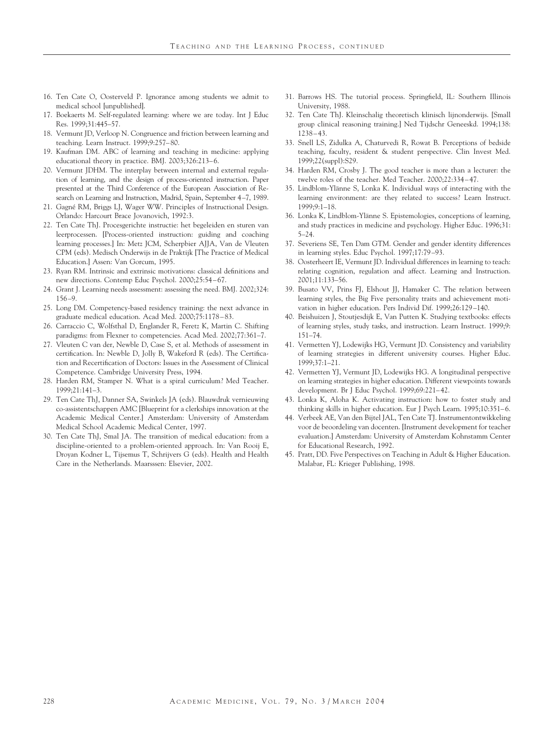16. Ten Cate O, Oosterveld P. Ignorance among students we admit to medical school [unpublished].
17. Boekaerts M. Self-regulated learning: where we are today. Int J Educ Res. 1999;31:445–57.
18. Vermunt JD, Verloop N. Congruence and friction between learning and teaching. Learn Instruct. 1999;9:257–80.
19. Kaufman DM. ABC of learning and teaching in medicine: applying educational theory in practice. BMJ. 2003;326:213–6.
20. Vermunt JDHM. The interplay between internal and external regulation of learning, and the design of process-oriented instruction. Paper presented at the Third Conference of the European Association of Research on Learning and Instruction, Madrid, Spain, September 4–7, 1989.
21. Gagné RM, Briggs LJ, Wager WW. Principles of Instructional Design. Orlando: Harcourt Brace Jovanovich, 1992:3.
22. Ten Cate ThJ. Procesgerichte instructie: het begeleiden en sturen van leerprocessen. [Process-oriented instruction: guiding and coaching learning processes.] In: Metz JCM, Scherpbier AJJA, Van de Vleuten CPM (eds). Medisch Onderwijs in de Praktijk [The Practice of Medical Education.] Assen: Van Gorcum, 1995.
23. Ryan RM. Intrinsic and extrinsic motivations: classical definitions and new directions. Contemp Educ Psychol. 2000;25:54–67.
24. Grant J. Learning needs assessment: assessing the need. BMJ. 2002;324: 156–9.
25. Long DM. Competency-based residency training: the next advance in graduate medical education. Acad Med. 2000;75:1178–83.
26. Carraccio C, Wolfsthal D, Englander R, Feretz K, Martin C. Shifting paradigms: from Flexner to competencies. Acad Med. 2002;77:361–7.
27. Vleuten C van der, Newble D, Case S, et al. Methods of assessment in certification. In: Newble D, Jolly B, Wakeford R (eds). The Certification and Recertification of Doctors: Issues in the Assessment of Clinical Competence. Cambridge University Press, 1994.
28. Harden RM, Stamper N. What is a spiral curriculum? Med Teacher. 1999;21:141–3.
29. Ten Cate ThJ, Danner SA, Swinkels JA (eds). Blauwdruk vernieuwing co-assistentschappen AMC [Blueprint for a clerkships innovation at the Academic Medical Center.] Amsterdam: University of Amsterdam Medical School Academic Medical Center, 1997.
30. Ten Cate ThJ, Smal JA. The transition of medical education: from a discipline-oriented to a problem-oriented approach. In: Van Rooij E, Droyan Kodner L, Tijsemus T, Schrijvers G (eds). Health and Health Care in the Netherlands. Maarsssen: Elsevier, 2002.
31. Barrows HS. The tutorial process. Springfield, IL: Southern Illinois University, 1988.
32. Ten Cate ThJ. Kleinschalig theoretisch klinisch lijnonderwijs. [Small group clinical reasoning training.] Ned Tijdschr Geneeskd. 1994;138: 1238–43.
33. Snell LS, Zidulka A, Chaturvedi R, Rowat B. Perceptions of bedside teaching, faculty, resident & student perspective. Clin Invest Med. 1999;22(suppl):S29.
34. Harden RM, Crosby J. The good teacher is more than a lecturer: the twelve roles of the teacher. Med Teacher. 2000;22:334–47.
35. Lindblom-Ylänne S, Lonka K. Individual ways of interacting with the learning environment: are they related to success? Learn Instruct. 1999;9:1–18.
36. Lonka K, Lindblom-Ylänne S. Epistemologies, conceptions of learning, and study practices in medicine and psychology. Higher Educ. 1996;31: 5–24.
37. Severiens SE, Ten Dam GTM. Gender and gender identity differences in learning styles. Educ Psychol. 1997;17:79–93.
38. Oosterheert IE, Vermunt JD. Individual differences in learning to teach: relating cognition, regulation and affect. Learning and Instruction. 2001;11:133–56.
39. Busato VV, Prins FJ, Elshout JJ, Hamaker C. The relation between learning styles, the Big Five personality traits and achievement motivation in higher education. Pers Individ Dif. 1999;26:129–140.
40. Beishuizen J, Stoutjesdijk E, Van Putten K. Studying textbooks: effects of learning styles, study tasks, and instruction. Learn Instruct. 1999;9: 151–74.
41. Vermetten YJ, Lodewijks HG, Vermunt JD. Consistency and variability of learning strategies in different university courses. Higher Educ. 1999;37:1–21.
42. Vermetten YJ, Vermunt JD, Lodewijks HG. A longitudinal perspective on learning strategies in higher education. Different viewpoints towards development. Br J Educ Psychol. 1999;69:221–42.
43. Lonka K, Aloha K. Activating instruction: how to foster study and thinking skills in higher education. Eur J Psych Learn. 1995;10:351–6.
44. Verbeek AE, Van den Bijtel JAL, Ten Cate TJ. Instrumentontwikkeling voor de beoordeling van docenten. [Instrument development for teacher evaluation.] Amsterdam: University of Amsterdam Kohnstamm Center for Educational Research, 1992.
45. Pratt, DD. Five Perspectives on Teaching in Adult & Higher Education. Malabar, FL: Krieger Publishing, 1998.